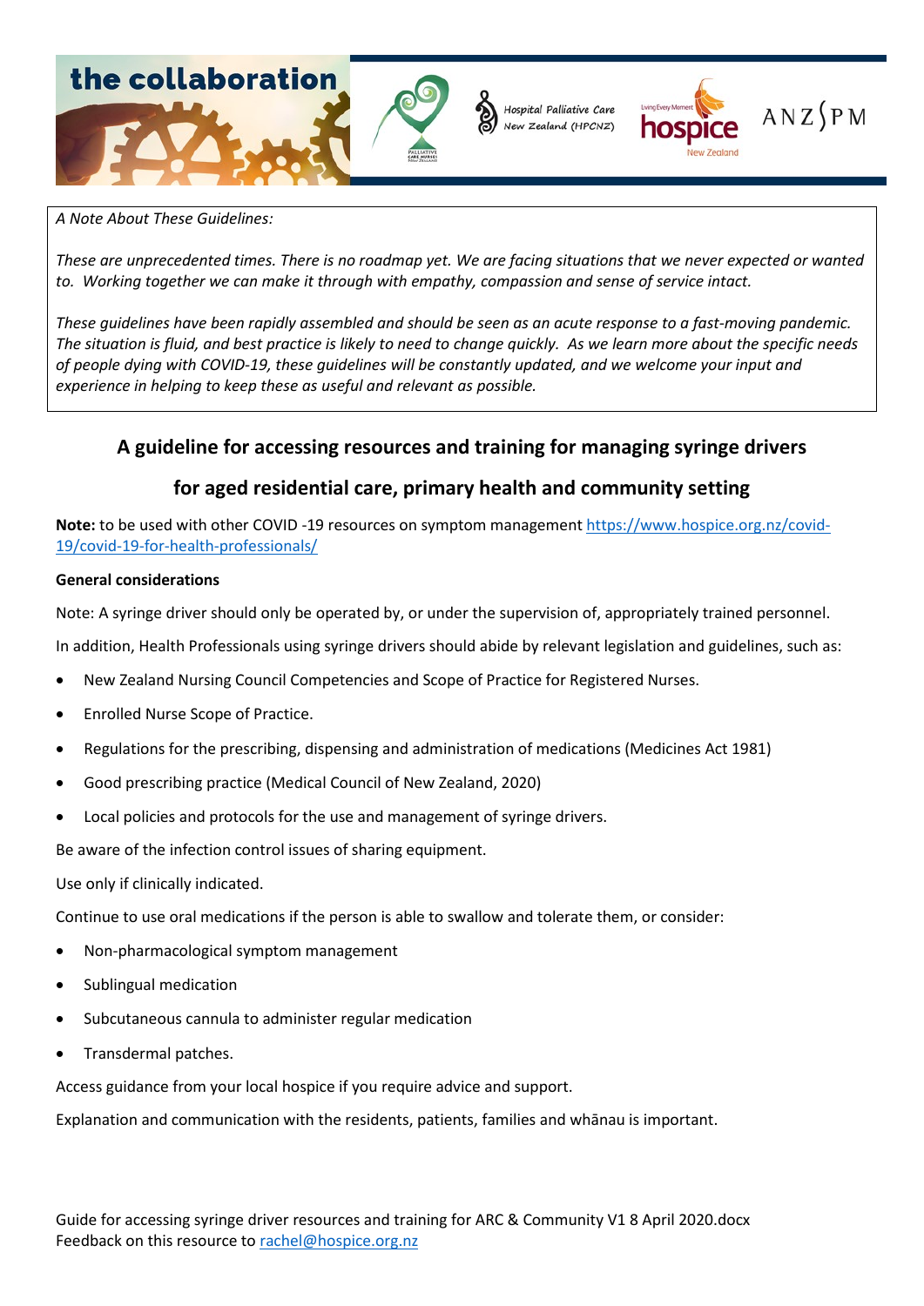the collaboration

Hospital Palliative Care New Zealand (HPCNZ)

hospice New Zealand

ANZSPM

*A Note About These Guidelines:*

*These are unprecedented times. There is no roadmap yet. We are facing situations that we never expected or wanted to. Working together we can make it through with empathy, compassion and sense of service intact.*

*These guidelines have been rapidly assembled and should be seen as an acute response to a fast-moving pandemic. The situation is fluid, and best practice is likely to need to change quickly. As we learn more about the specific needs of people dying with COVID-19, these guidelines will be constantly updated, and we welcome your input and experience in helping to keep these as useful and relevant as possible.*

## A guideline for accessing resources and training for managing syringe drivers for aged residential care, primary health and community setting

**Note:** to be used with other COVID -19 resources on symptom management https://www.hospice.org.nz/covid-19/covid-19-for-health-professionals/

**General considerations**

Note: A syringe driver should only be operated by, or under the supervision of, appropriately trained personnel.

In addition, Health Professionals using syringe drivers should abide by relevant legislation and guidelines, such as:

- New Zealand Nursing Council Competencies and Scope of Practice for Registered Nurses.
- Enrolled Nurse Scope of Practice.
- Regulations for the prescribing, dispensing and administration of medications (Medicines Act 1981)
- Good prescribing practice (Medical Council of New Zealand, 2020)
- Local policies and protocols for the use and management of syringe drivers.

Be aware of the infection control issues of sharing equipment.

Use only if clinically indicated.

Continue to use oral medications if the person is able to swallow and tolerate them, or consider:

- Non-pharmacological symptom management
- Sublingual medication
- Subcutaneous cannula to administer regular medication
- Transdermal patches.

Access guidance from your local hospice if you require advice and support.

Explanation and communication with the residents, patients, families and whānau is important.

Guide for accessing syringe driver resources and training for ARC & Community V1 8 April 2020.docx
Feedback on this resource to rachel@hospice.org.nz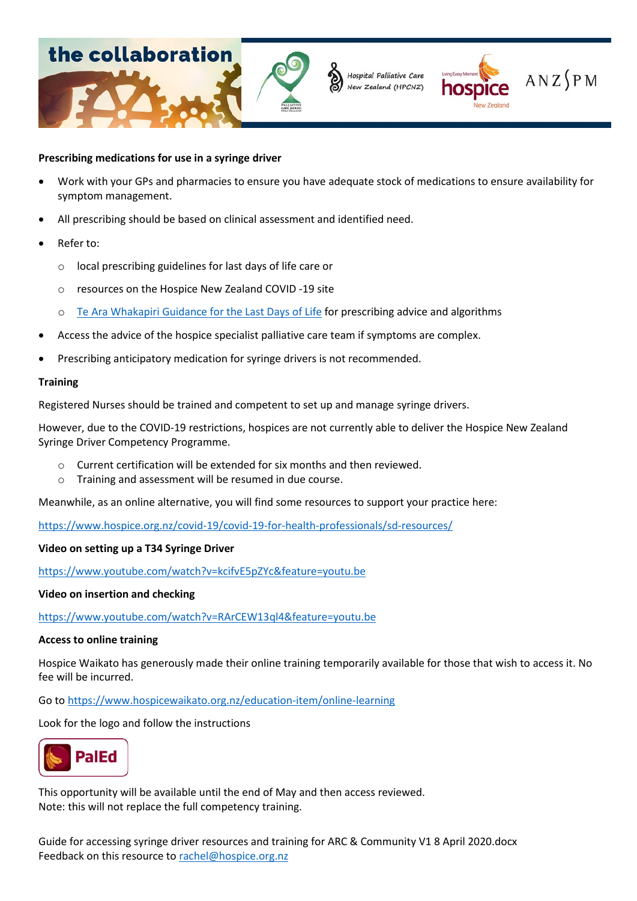**Prescribing medications for use in a syringe driver**

- Work with your GPs and pharmacies to ensure you have adequate stock of medications to ensure availability for symptom management.
- All prescribing should be based on clinical assessment and identified need.
- Refer to:
  - local prescribing guidelines for last days of life care or
  - resources on the Hospice New Zealand COVID -19 site
  - [Te Ara Whakapiri Guidance for the Last Days of Life]() for prescribing advice and algorithms
- Access the advice of the hospice specialist palliative care team if symptoms are complex.
- Prescribing anticipatory medication for syringe drivers is not recommended.

**Training**

Registered Nurses should be trained and competent to set up and manage syringe drivers.

However, due to the COVID-19 restrictions, hospices are not currently able to deliver the Hospice New Zealand Syringe Driver Competency Programme.

- Current certification will be extended for six months and then reviewed.
- Training and assessment will be resumed in due course.

Meanwhile, as an online alternative, you will find some resources to support your practice here:

https://www.hospice.org.nz/covid-19/covid-19-for-health-professionals/sd-resources/

**Video on setting up a T34 Syringe Driver**

https://www.youtube.com/watch?v=kcifvE5pZYc&feature=youtu.be

**Video on insertion and checking**

https://www.youtube.com/watch?v=RArCEW13ql4&feature=youtu.be

**Access to online training**

Hospice Waikato has generously made their online training temporarily available for those that wish to access it. No fee will be incurred.

Go to https://www.hospicewaikato.org.nz/education-item/online-learning

Look for the logo and follow the instructions

PalEd

This opportunity will be available until the end of May and then access reviewed.
Note: this will not replace the full competency training.

Guide for accessing syringe driver resources and training for ARC & Community V1 8 April 2020.docx
Feedback on this resource to rachel@hospice.org.nz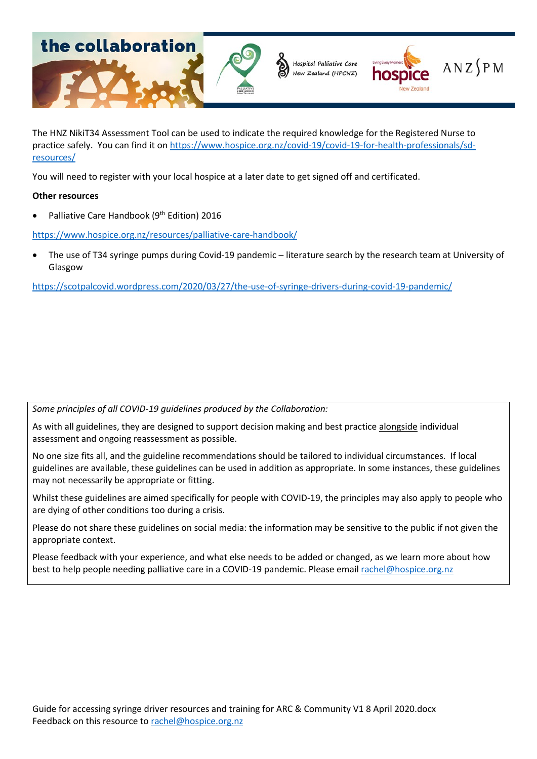The HNZ NikiT34 Assessment Tool can be used to indicate the required knowledge for the Registered Nurse to practice safely. You can find it on https://www.hospice.org.nz/covid-19/covid-19-for-health-professionals/sd-resources/

You will need to register with your local hospice at a later date to get signed off and certificated.

**Other resources**

- Palliative Care Handbook (9th Edition) 2016

https://www.hospice.org.nz/resources/palliative-care-handbook/

- The use of T34 syringe pumps during Covid-19 pandemic – literature search by the research team at University of Glasgow

https://scotpalcovid.wordpress.com/2020/03/27/the-use-of-syringe-drivers-during-covid-19-pandemic/

*Some principles of all COVID-19 guidelines produced by the Collaboration:*

As with all guidelines, they are designed to support decision making and best practice alongside individual assessment and ongoing reassessment as possible.

No one size fits all, and the guideline recommendations should be tailored to individual circumstances. If local guidelines are available, these guidelines can be used in addition as appropriate. In some instances, these guidelines may not necessarily be appropriate or fitting.

Whilst these guidelines are aimed specifically for people with COVID-19, the principles may also apply to people who are dying of other conditions too during a crisis.

Please do not share these guidelines on social media: the information may be sensitive to the public if not given the appropriate context.

Please feedback with your experience, and what else needs to be added or changed, as we learn more about how best to help people needing palliative care in a COVID-19 pandemic. Please email rachel@hospice.org.nz